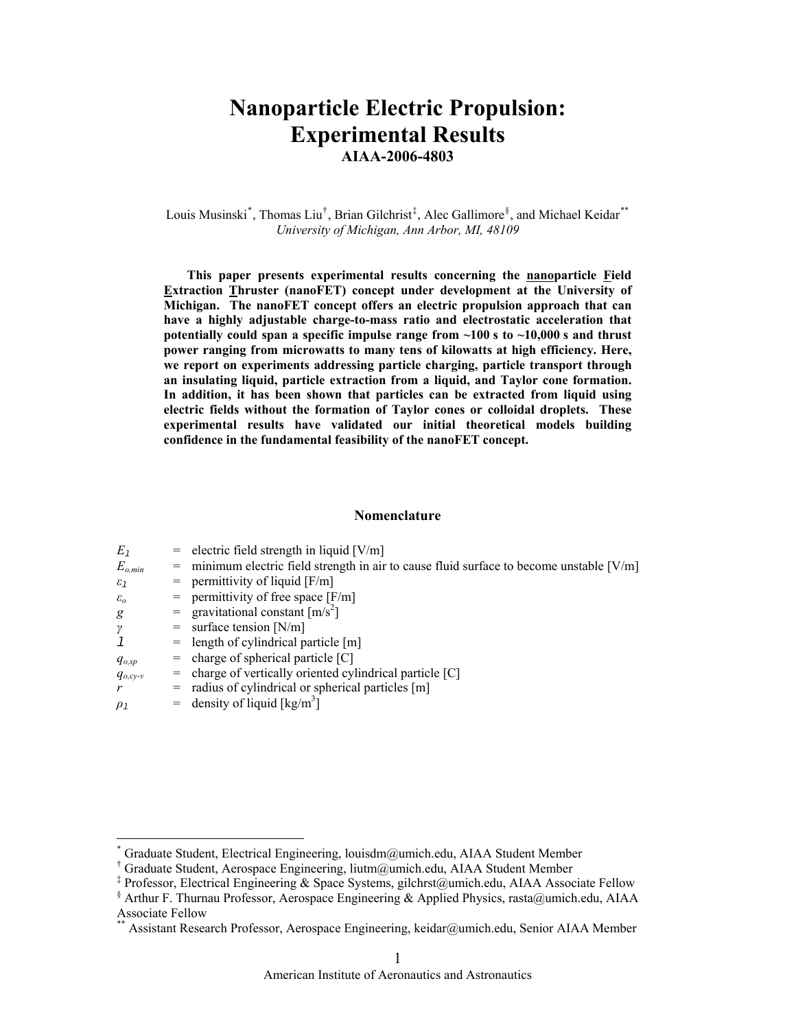# Nanoparticle Electric Propulsion: Experimental Results

**AIAA-2006-4803**

Louis Musinski[\*], Thomas Liu[†], Brian Gilchrist[‡], Alec Gallimore[§], and Michael Keidar[\*\*]

*University of Michigan, Ann Arbor, MI, 48109*

**This paper presents experimental results concerning the <u>nano</u>particle <u>F</u>ield <u>E</u>xtraction <u>T</u>hruster (nanoFET) concept under development at the University of Michigan. The nanoFET concept offers an electric propulsion approach that can have a highly adjustable charge-to-mass ratio and electrostatic acceleration that potentially could span a specific impulse range from ~100 s to ~10,000 s and thrust power ranging from microwatts to many tens of kilowatts at high efficiency. Here, we report on experiments addressing particle charging, particle transport through an insulating liquid, particle extraction from a liquid, and Taylor cone formation. In addition, it has been shown that particles can be extracted from liquid using electric fields without the formation of Taylor cones or colloidal droplets. These experimental results have validated our initial theoretical models building confidence in the fundamental feasibility of the nanoFET concept.**

## Nomenclature

| | | |
|---|---|---|
| $E_1$ | = | electric field strength in liquid [V/m] |
| $E_{o,min}$ | = | minimum electric field strength in air to cause fluid surface to become unstable [V/m] |
| $\varepsilon_1$ | = | permittivity of liquid [F/m] |
| $\varepsilon_o$ | = | permittivity of free space [F/m] |
| $g$ | = | gravitational constant [m/s$^2$] |
| $\gamma$ | = | surface tension [N/m] |
| $l$ | = | length of cylindrical particle [m] |
| $q_{o,sp}$ | = | charge of spherical particle [C] |
| $q_{o,cy\text{-}v}$ | = | charge of vertically oriented cylindrical particle [C] |
| $r$ | = | radius of cylindrical or spherical particles [m] |
| $\rho_1$ | = | density of liquid [kg/m$^3$] |

---

[\*] Graduate Student, Electrical Engineering, louisdm@umich.edu, AIAA Student Member

[†] Graduate Student, Aerospace Engineering, liutm@umich.edu, AIAA Student Member

[‡] Professor, Electrical Engineering & Space Systems, gilchrst@umich.edu, AIAA Associate Fellow

[§] Arthur F. Thurnau Professor, Aerospace Engineering & Applied Physics, rasta@umich.edu, AIAA Associate Fellow

[\*\*] Assistant Research Professor, Aerospace Engineering, keidar@umich.edu, Senior AIAA Member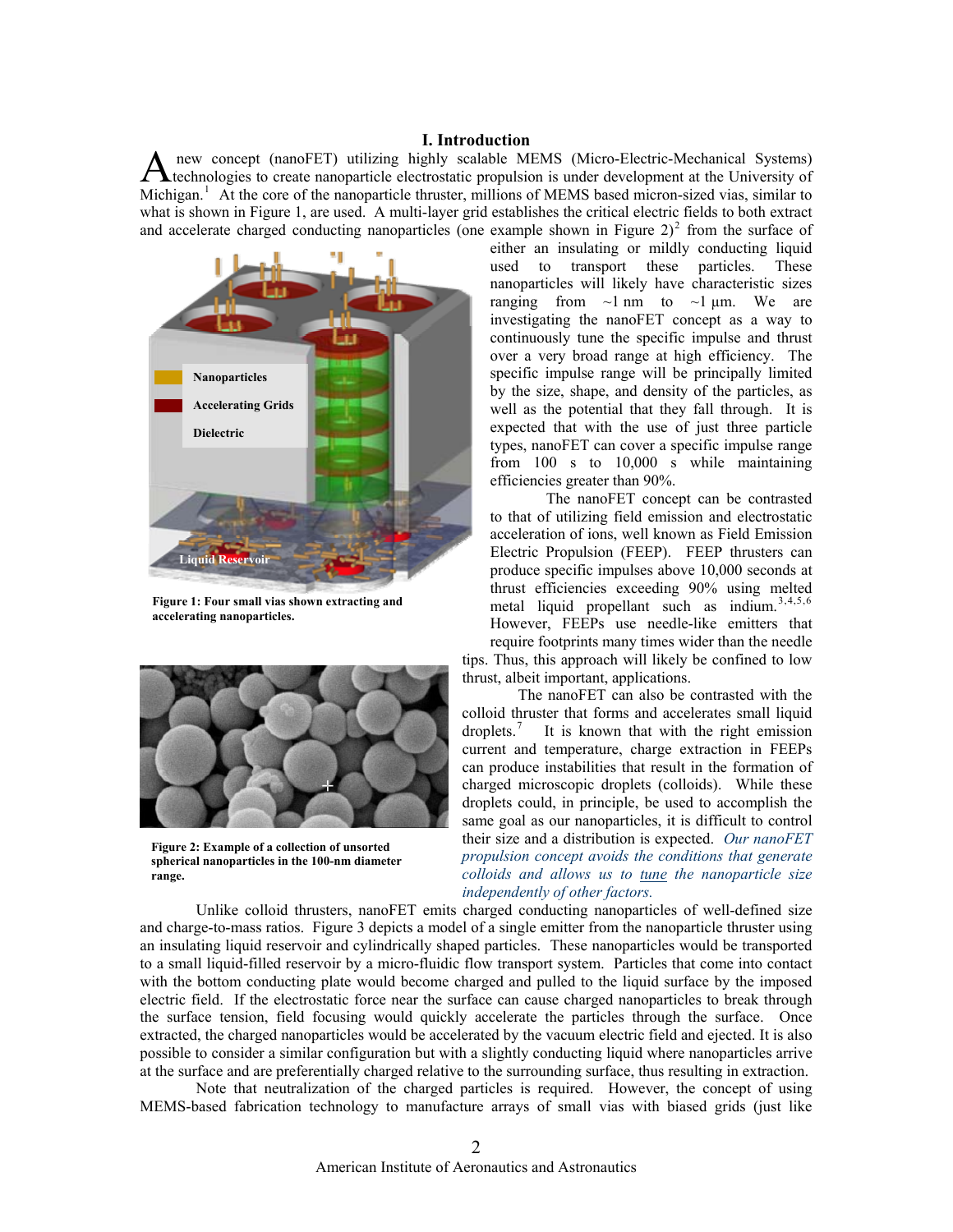## I. Introduction

A new concept (nanoFET) utilizing highly scalable MEMS (Micro-Electric-Mechanical Systems) technologies to create nanoparticle electrostatic propulsion is under development at the University of Michigan.[1] At the core of the nanoparticle thruster, millions of MEMS based micron-sized vias, similar to what is shown in Figure 1, are used. A multi-layer grid establishes the critical electric fields to both extract and accelerate charged conducting nanoparticles (one example shown in Figure 2)[2] from the surface of either an insulating or mildly conducting liquid used to transport these particles. These nanoparticles will likely have characteristic sizes ranging from ~1 nm to ~1 μm. We are investigating the nanoFET concept as a way to continuously tune the specific impulse and thrust over a very broad range at high efficiency. The specific impulse range will be principally limited by the size, shape, and density of the particles, as well as the potential that they fall through. It is expected that with the use of just three particle types, nanoFET can cover a specific impulse range from 100 s to 10,000 s while maintaining efficiencies greater than 90%.

**Figure 1: Four small vias shown extracting and accelerating nanoparticles.**

**Figure 2: Example of a collection of unsorted spherical nanoparticles in the 100-nm diameter range.**

The nanoFET concept can be contrasted to that of utilizing field emission and electrostatic acceleration of ions, well known as Field Emission Electric Propulsion (FEEP). FEEP thrusters can produce specific impulses above 10,000 seconds at thrust efficiencies exceeding 90% using melted metal liquid propellant such as indium.[3,4,5,6] However, FEEPs use needle-like emitters that require footprints many times wider than the needle tips. Thus, this approach will likely be confined to low thrust, albeit important, applications.

The nanoFET can also be contrasted with the colloid thruster that forms and accelerates small liquid droplets.[7] It is known that with the right emission current and temperature, charge extraction in FEEPs can produce instabilities that result in the formation of charged microscopic droplets (colloids). While these droplets could, in principle, be used to accomplish the same goal as our nanoparticles, it is difficult to control their size and a distribution is expected. *Our nanoFET propulsion concept avoids the conditions that generate colloids and allows us to tune the nanoparticle size independently of other factors.*

Unlike colloid thrusters, nanoFET emits charged conducting nanoparticles of well-defined size and charge-to-mass ratios. Figure 3 depicts a model of a single emitter from the nanoparticle thruster using an insulating liquid reservoir and cylindrically shaped particles. These nanoparticles would be transported to a small liquid-filled reservoir by a micro-fluidic flow transport system. Particles that come into contact with the bottom conducting plate would become charged and pulled to the liquid surface by the imposed electric field. If the electrostatic force near the surface can cause charged nanoparticles to break through the surface tension, field focusing would quickly accelerate the particles through the surface. Once extracted, the charged nanoparticles would be accelerated by the vacuum electric field and ejected. It is also possible to consider a similar configuration but with a slightly conducting liquid where nanoparticles arrive at the surface and are preferentially charged relative to the surrounding surface, thus resulting in extraction.

Note that neutralization of the charged particles is required. However, the concept of using MEMS-based fabrication technology to manufacture arrays of small vias with biased grids (just like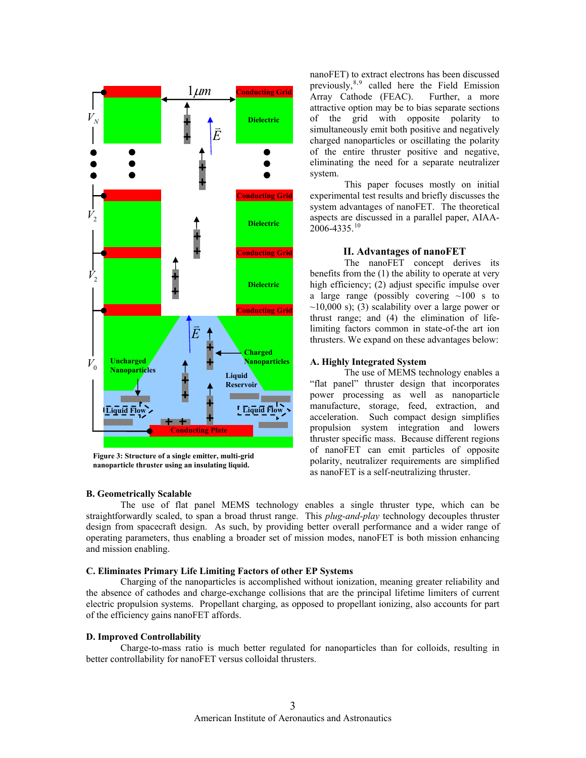Figure 3: Structure of a single emitter, multi-grid nanoparticle thruster using an insulating liquid.

nanoFET) to extract electrons has been discussed previously,[8,9] called here the Field Emission Array Cathode (FEAC). Further, a more attractive option may be to bias separate sections of the grid with opposite polarity to simultaneously emit both positive and negatively charged nanoparticles or oscillating the polarity of the entire thruster positive and negative, eliminating the need for a separate neutralizer system.

This paper focuses mostly on initial experimental test results and briefly discusses the system advantages of nanoFET. The theoretical aspects are discussed in a parallel paper, AIAA-2006-4335.[10]

## II. Advantages of nanoFET

The nanoFET concept derives its benefits from the (1) the ability to operate at very high efficiency; (2) adjust specific impulse over a large range (possibly covering ~100 s to ~10,000 s); (3) scalability over a large power or thrust range; and (4) the elimination of life-limiting factors common in state-of-the art ion thrusters. We expand on these advantages below:

### A. Highly Integrated System

The use of MEMS technology enables a "flat panel" thruster design that incorporates power processing as well as nanoparticle manufacture, storage, feed, extraction, and acceleration. Such compact design simplifies propulsion system integration and lowers thruster specific mass. Because different regions of nanoFET can emit particles of opposite polarity, neutralizer requirements are simplified as nanoFET is a self-neutralizing thruster.

### B. Geometrically Scalable

The use of flat panel MEMS technology enables a single thruster type, which can be straightforwardly scaled, to span a broad thrust range. This *plug-and-play* technology decouples thruster design from spacecraft design. As such, by providing better overall performance and a wider range of operating parameters, thus enabling a broader set of mission modes, nanoFET is both mission enhancing and mission enabling.

### C. Eliminates Primary Life Limiting Factors of other EP Systems

Charging of the nanoparticles is accomplished without ionization, meaning greater reliability and the absence of cathodes and charge-exchange collisions that are the principal lifetime limiters of current electric propulsion systems. Propellant charging, as opposed to propellant ionizing, also accounts for part of the efficiency gains nanoFET affords.

### D. Improved Controllability

Charge-to-mass ratio is much better regulated for nanoparticles than for colloids, resulting in better controllability for nanoFET versus colloidal thrusters.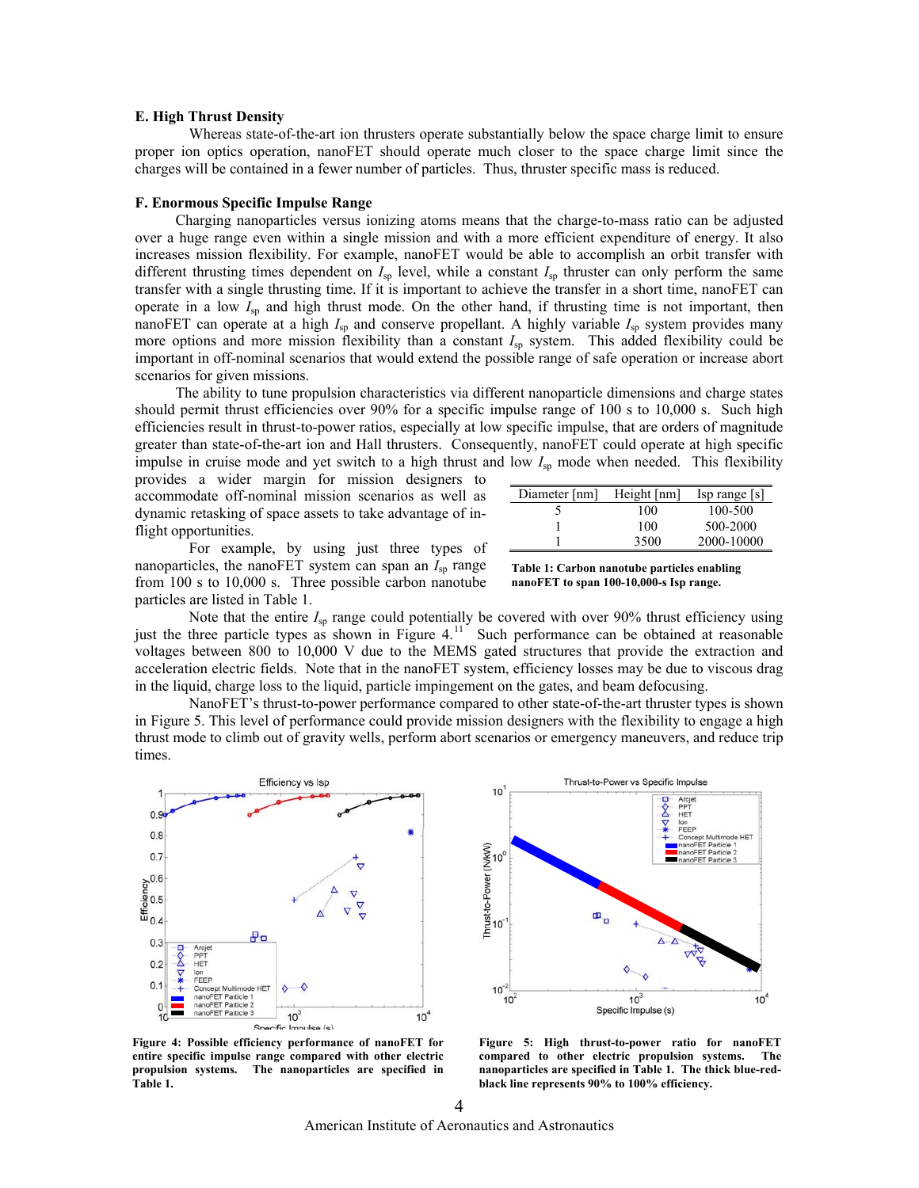### E. High Thrust Density

Whereas state-of-the-art ion thrusters operate substantially below the space charge limit to ensure proper ion optics operation, nanoFET should operate much closer to the space charge limit since the charges will be contained in a fewer number of particles. Thus, thruster specific mass is reduced.

### F. Enormous Specific Impulse Range

Charging nanoparticles versus ionizing atoms means that the charge-to-mass ratio can be adjusted over a huge range even within a single mission and with a more efficient expenditure of energy. It also increases mission flexibility. For example, nanoFET would be able to accomplish an orbit transfer with different thrusting times dependent on $I_{sp}$ level, while a constant $I_{sp}$ thruster can only perform the same transfer with a single thrusting time. If it is important to achieve the transfer in a short time, nanoFET can operate in a low $I_{sp}$ and high thrust mode. On the other hand, if thrusting time is not important, then nanoFET can operate at a high $I_{sp}$ and conserve propellant. A highly variable $I_{sp}$ system provides many more options and more mission flexibility than a constant $I_{sp}$ system. This added flexibility could be important in off-nominal scenarios that would extend the possible range of safe operation or increase abort scenarios for given missions.

The ability to tune propulsion characteristics via different nanoparticle dimensions and charge states should permit thrust efficiencies over 90% for a specific impulse range of 100 s to 10,000 s. Such high efficiencies result in thrust-to-power ratios, especially at low specific impulse, that are orders of magnitude greater than state-of-the-art ion and Hall thrusters. Consequently, nanoFET could operate at high specific impulse in cruise mode and yet switch to a high thrust and low $I_{sp}$ mode when needed. This flexibility provides a wider margin for mission designers to accommodate off-nominal mission scenarios as well as dynamic retasking of space assets to take advantage of in-flight opportunities.

For example, by using just three types of nanoparticles, the nanoFET system can span an $I_{sp}$ range from 100 s to 10,000 s. Three possible carbon nanotube particles are listed in Table 1.

| Diameter [nm] | Height [nm] | Isp range [s] |
|---|---|---|
| 5 | 100 | 100-500 |
| 1 | 100 | 500-2000 |
| 1 | 3500 | 2000-10000 |

**Table 1: Carbon nanotube particles enabling nanoFET to span 100-10,000-s Isp range.**

Note that the entire $I_{sp}$ range could potentially be covered with over 90% thrust efficiency using just the three particle types as shown in Figure 4.[11] Such performance can be obtained at reasonable voltages between 800 to 10,000 V due to the MEMS gated structures that provide the extraction and acceleration electric fields. Note that in the nanoFET system, efficiency losses may be due to viscous drag in the liquid, charge loss to the liquid, particle impingement on the gates, and beam defocusing.

NanoFET's thrust-to-power performance compared to other state-of-the-art thruster types is shown in Figure 5. This level of performance could provide mission designers with the flexibility to engage a high thrust mode to climb out of gravity wells, perform abort scenarios or emergency maneuvers, and reduce trip times.

**Figure 4: Possible efficiency performance of nanoFET for entire specific impulse range compared with other electric propulsion systems. The nanoparticles are specified in Table 1.**

**Figure 5: High thrust-to-power ratio for nanoFET compared to other electric propulsion systems. The nanoparticles are specified in Table 1. The thick blue-red-black line represents 90% to 100% efficiency.**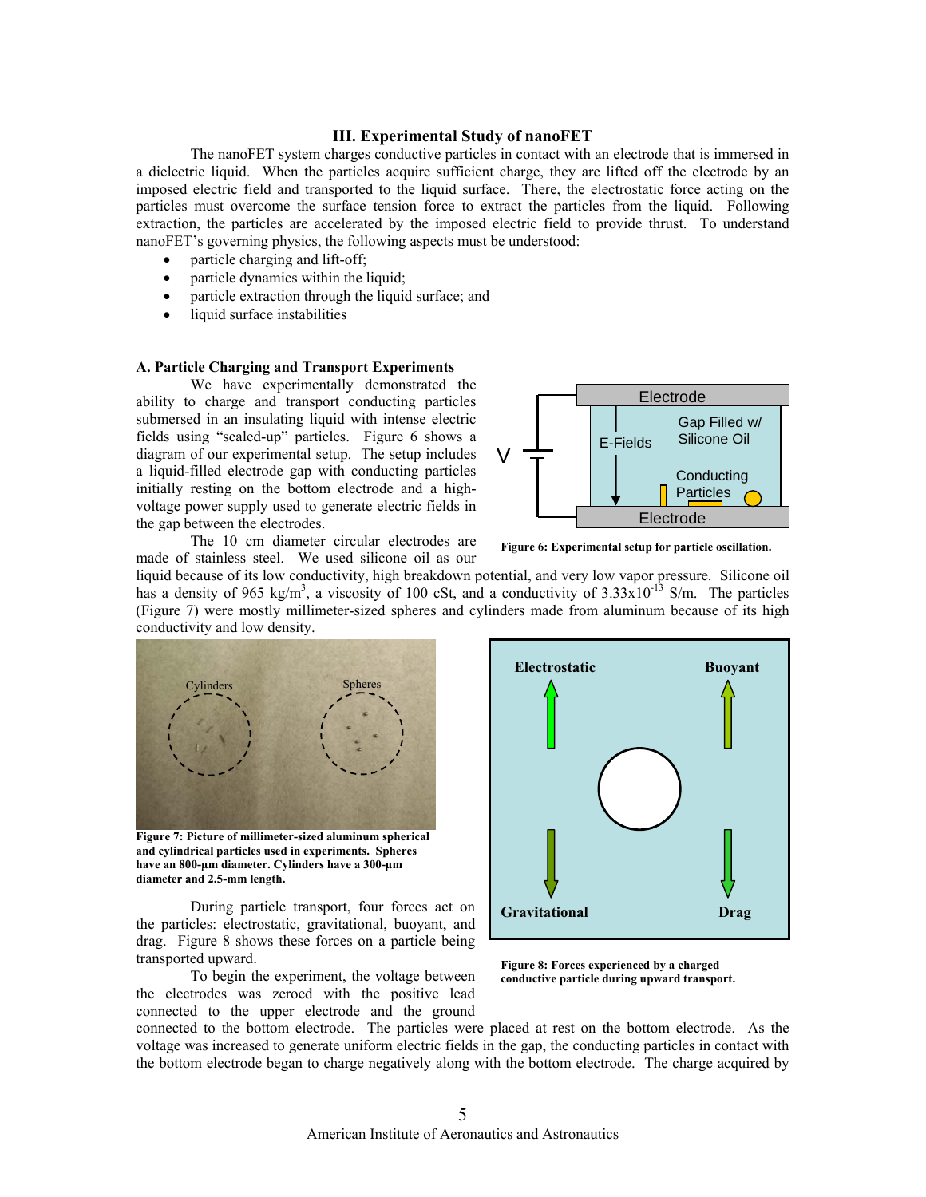## III. Experimental Study of nanoFET

The nanoFET system charges conductive particles in contact with an electrode that is immersed in a dielectric liquid. When the particles acquire sufficient charge, they are lifted off the electrode by an imposed electric field and transported to the liquid surface. There, the electrostatic force acting on the particles must overcome the surface tension force to extract the particles from the liquid. Following extraction, the particles are accelerated by the imposed electric field to provide thrust. To understand nanoFET's governing physics, the following aspects must be understood:

- particle charging and lift-off;
- particle dynamics within the liquid;
- particle extraction through the liquid surface; and
- liquid surface instabilities

### A. Particle Charging and Transport Experiments

We have experimentally demonstrated the ability to charge and transport conducting particles submersed in an insulating liquid with intense electric fields using "scaled-up" particles. Figure 6 shows a diagram of our experimental setup. The setup includes a liquid-filled electrode gap with conducting particles initially resting on the bottom electrode and a high-voltage power supply used to generate electric fields in the gap between the electrodes.

Figure 6: Experimental setup for particle oscillation.

The 10 cm diameter circular electrodes are made of stainless steel. We used silicone oil as our liquid because of its low conductivity, high breakdown potential, and very low vapor pressure. Silicone oil has a density of 965 kg/m$^3$, a viscosity of 100 cSt, and a conductivity of $3.33 \times 10^{-13}$ S/m. The particles (Figure 7) were mostly millimeter-sized spheres and cylinders made from aluminum because of its high conductivity and low density.

Figure 7: Picture of millimeter-sized aluminum spherical and cylindrical particles used in experiments. Spheres have an 800-µm diameter. Cylinders have a 300-µm diameter and 2.5-mm length.

Figure 8: Forces experienced by a charged conductive particle during upward transport.

During particle transport, four forces act on the particles: electrostatic, gravitational, buoyant, and drag. Figure 8 shows these forces on a particle being transported upward.

To begin the experiment, the voltage between the electrodes was zeroed with the positive lead connected to the upper electrode and the ground connected to the bottom electrode. The particles were placed at rest on the bottom electrode. As the voltage was increased to generate uniform electric fields in the gap, the conducting particles in contact with the bottom electrode began to charge negatively along with the bottom electrode. The charge acquired by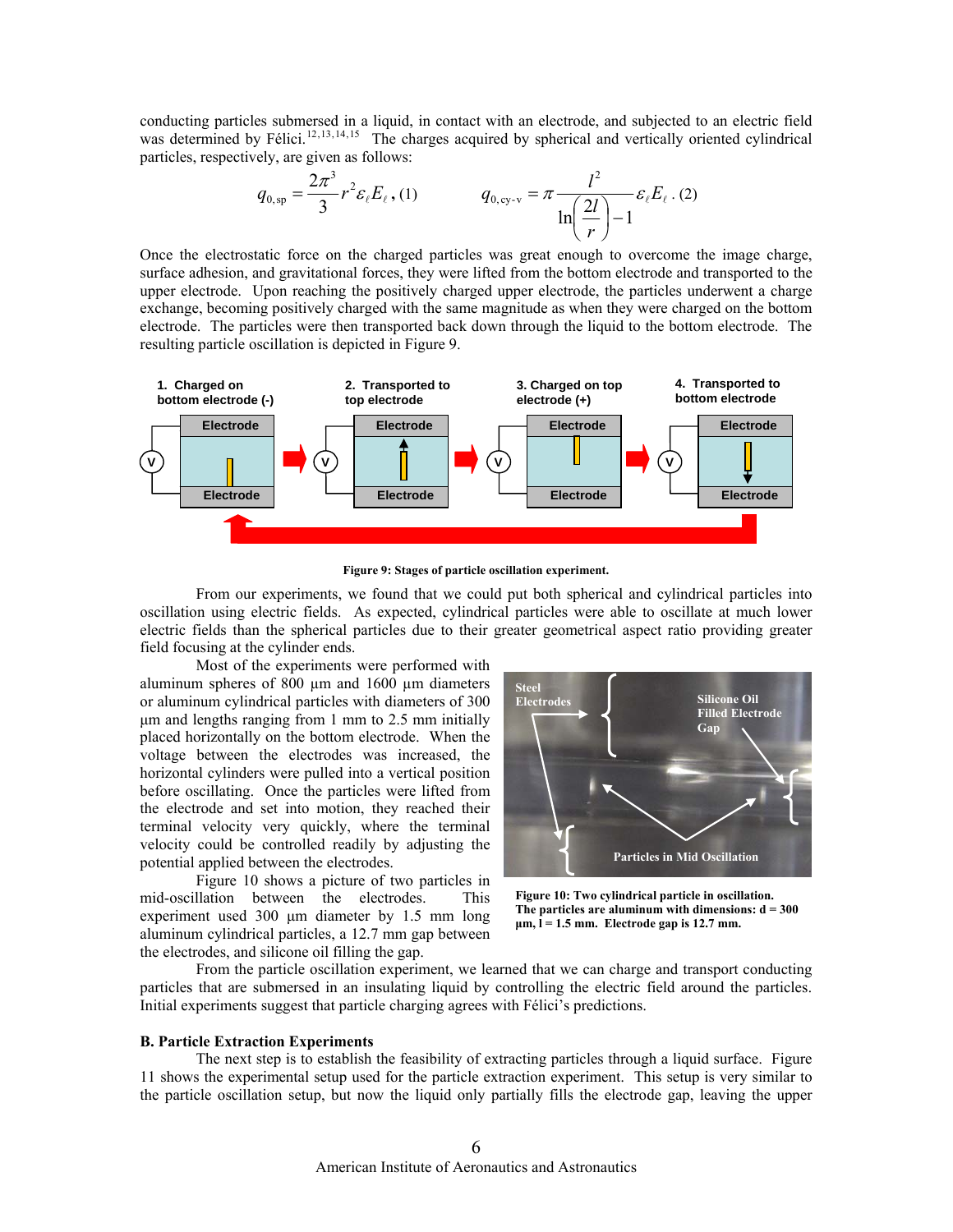conducting particles submersed in a liquid, in contact with an electrode, and subjected to an electric field was determined by Félici.[12,13,14,15] The charges acquired by spherical and vertically oriented cylindrical particles, respectively, are given as follows:

$$q_{0,\text{sp}} = \frac{2\pi^3}{3} r^2 \varepsilon_\ell E_\ell \,, (1) \qquad q_{0,\text{cy-v}} = \pi \frac{l^2}{\ln\left(\frac{2l}{r}\right) - 1} \varepsilon_\ell E_\ell \,. (2)$$

Once the electrostatic force on the charged particles was great enough to overcome the image charge, surface adhesion, and gravitational forces, they were lifted from the bottom electrode and transported to the upper electrode. Upon reaching the positively charged upper electrode, the particles underwent a charge exchange, becoming positively charged with the same magnitude as when they were charged on the bottom electrode. The particles were then transported back down through the liquid to the bottom electrode. The resulting particle oscillation is depicted in Figure 9.

**Figure 9: Stages of particle oscillation experiment.**

From our experiments, we found that we could put both spherical and cylindrical particles into oscillation using electric fields. As expected, cylindrical particles were able to oscillate at much lower electric fields than the spherical particles due to their greater geometrical aspect ratio providing greater field focusing at the cylinder ends.

Most of the experiments were performed with aluminum spheres of 800 µm and 1600 µm diameters or aluminum cylindrical particles with diameters of 300 µm and lengths ranging from 1 mm to 2.5 mm initially placed horizontally on the bottom electrode. When the voltage between the electrodes was increased, the horizontal cylinders were pulled into a vertical position before oscillating. Once the particles were lifted from the electrode and set into motion, they reached their terminal velocity very quickly, where the terminal velocity could be controlled readily by adjusting the potential applied between the electrodes.

Figure 10 shows a picture of two particles in mid-oscillation between the electrodes. This experiment used 300 µm diameter by 1.5 mm long aluminum cylindrical particles, a 12.7 mm gap between the electrodes, and silicone oil filling the gap.

**Figure 10: Two cylindrical particle in oscillation. The particles are aluminum with dimensions: d = 300 µm, l = 1.5 mm. Electrode gap is 12.7 mm.**

From the particle oscillation experiment, we learned that we can charge and transport conducting particles that are submersed in an insulating liquid by controlling the electric field around the particles. Initial experiments suggest that particle charging agrees with Félici's predictions.

### B. Particle Extraction Experiments

The next step is to establish the feasibility of extracting particles through a liquid surface. Figure 11 shows the experimental setup used for the particle extraction experiment. This setup is very similar to the particle oscillation setup, but now the liquid only partially fills the electrode gap, leaving the upper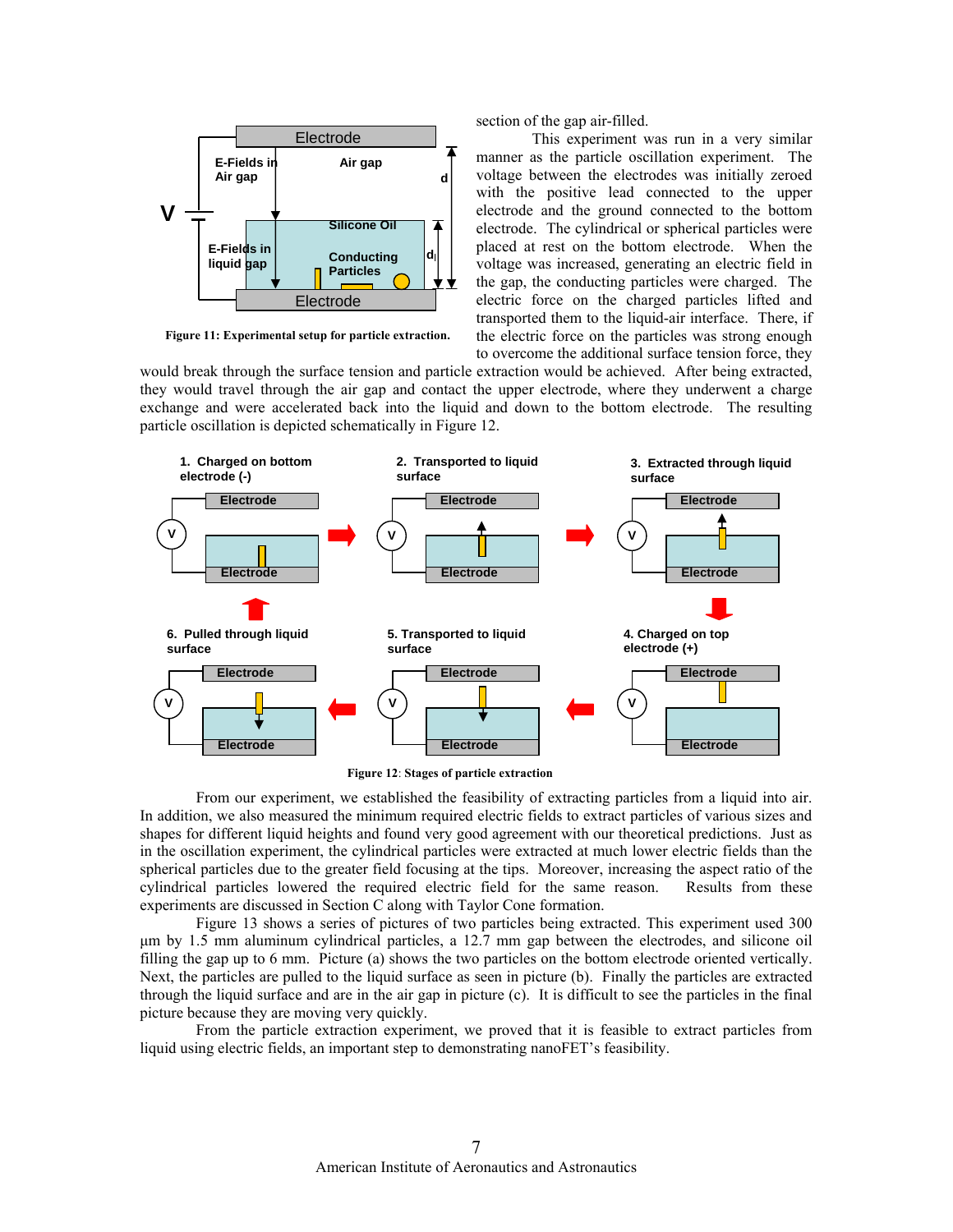Figure 11: Experimental setup for particle extraction.

section of the gap air-filled.

This experiment was run in a very similar manner as the particle oscillation experiment. The voltage between the electrodes was initially zeroed with the positive lead connected to the upper electrode and the ground connected to the bottom electrode. The cylindrical or spherical particles were placed at rest on the bottom electrode. When the voltage was increased, generating an electric field in the gap, the conducting particles were charged. The electric force on the charged particles lifted and transported them to the liquid-air interface. There, if the electric force on the particles was strong enough to overcome the additional surface tension force, they would break through the surface tension and particle extraction would be achieved. After being extracted, they would travel through the air gap and contact the upper electrode, where they underwent a charge exchange and were accelerated back into the liquid and down to the bottom electrode. The resulting particle oscillation is depicted schematically in Figure 12.

Figure 12: Stages of particle extraction

From our experiment, we established the feasibility of extracting particles from a liquid into air. In addition, we also measured the minimum required electric fields to extract particles of various sizes and shapes for different liquid heights and found very good agreement with our theoretical predictions. Just as in the oscillation experiment, the cylindrical particles were extracted at much lower electric fields than the spherical particles due to the greater field focusing at the tips. Moreover, increasing the aspect ratio of the cylindrical particles lowered the required electric field for the same reason. Results from these experiments are discussed in Section C along with Taylor Cone formation.

Figure 13 shows a series of pictures of two particles being extracted. This experiment used 300 μm by 1.5 mm aluminum cylindrical particles, a 12.7 mm gap between the electrodes, and silicone oil filling the gap up to 6 mm. Picture (a) shows the two particles on the bottom electrode oriented vertically. Next, the particles are pulled to the liquid surface as seen in picture (b). Finally the particles are extracted through the liquid surface and are in the air gap in picture (c). It is difficult to see the particles in the final picture because they are moving very quickly.

From the particle extraction experiment, we proved that it is feasible to extract particles from liquid using electric fields, an important step to demonstrating nanoFET's feasibility.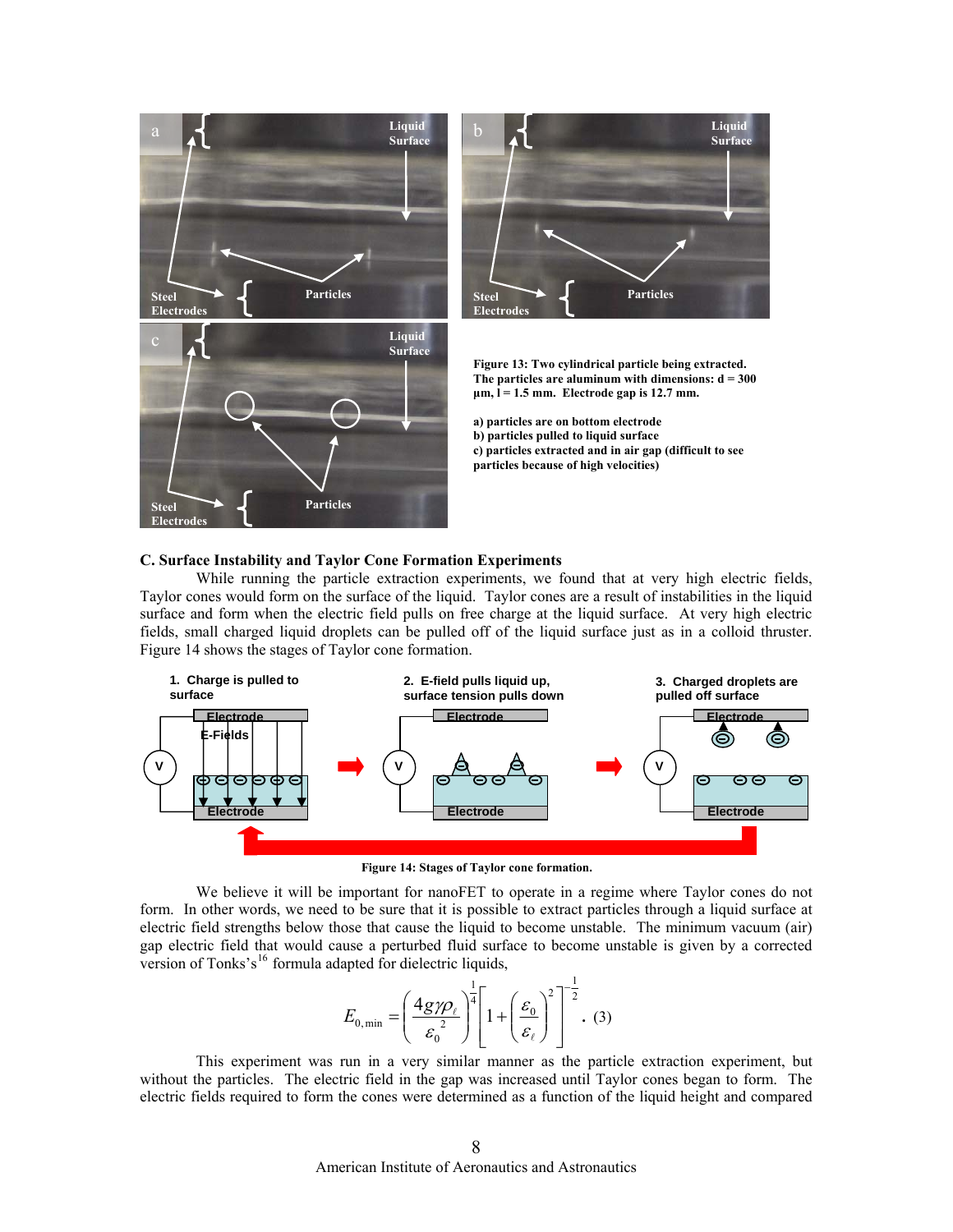Figure 13: Two cylindrical particle being extracted. The particles are aluminum with dimensions: d = 300 µm, l = 1.5 mm. Electrode gap is 12.7 mm.

a) particles are on bottom electrode
b) particles pulled to liquid surface
c) particles extracted and in air gap (difficult to see particles because of high velocities)

### C. Surface Instability and Taylor Cone Formation Experiments

While running the particle extraction experiments, we found that at very high electric fields, Taylor cones would form on the surface of the liquid. Taylor cones are a result of instabilities in the liquid surface and form when the electric field pulls on free charge at the liquid surface. At very high electric fields, small charged liquid droplets can be pulled off of the liquid surface just as in a colloid thruster. Figure 14 shows the stages of Taylor cone formation.

Figure 14: Stages of Taylor cone formation.

We believe it will be important for nanoFET to operate in a regime where Taylor cones do not form. In other words, we need to be sure that it is possible to extract particles through a liquid surface at electric field strengths below those that cause the liquid to become unstable. The minimum vacuum (air) gap electric field that would cause a perturbed fluid surface to become unstable is given by a corrected version of Tonks's[16] formula adapted for dielectric liquids,

$$E_{0,\min} = \left( \frac{4 g \gamma \rho_\ell}{\varepsilon_0^{\,2}} \right)^{\frac{1}{4}} \left[ 1 + \left( \frac{\varepsilon_0}{\varepsilon_\ell} \right)^2 \right]^{-\frac{1}{2}} . \quad (3)$$

This experiment was run in a very similar manner as the particle extraction experiment, but without the particles. The electric field in the gap was increased until Taylor cones began to form. The electric fields required to form the cones were determined as a function of the liquid height and compared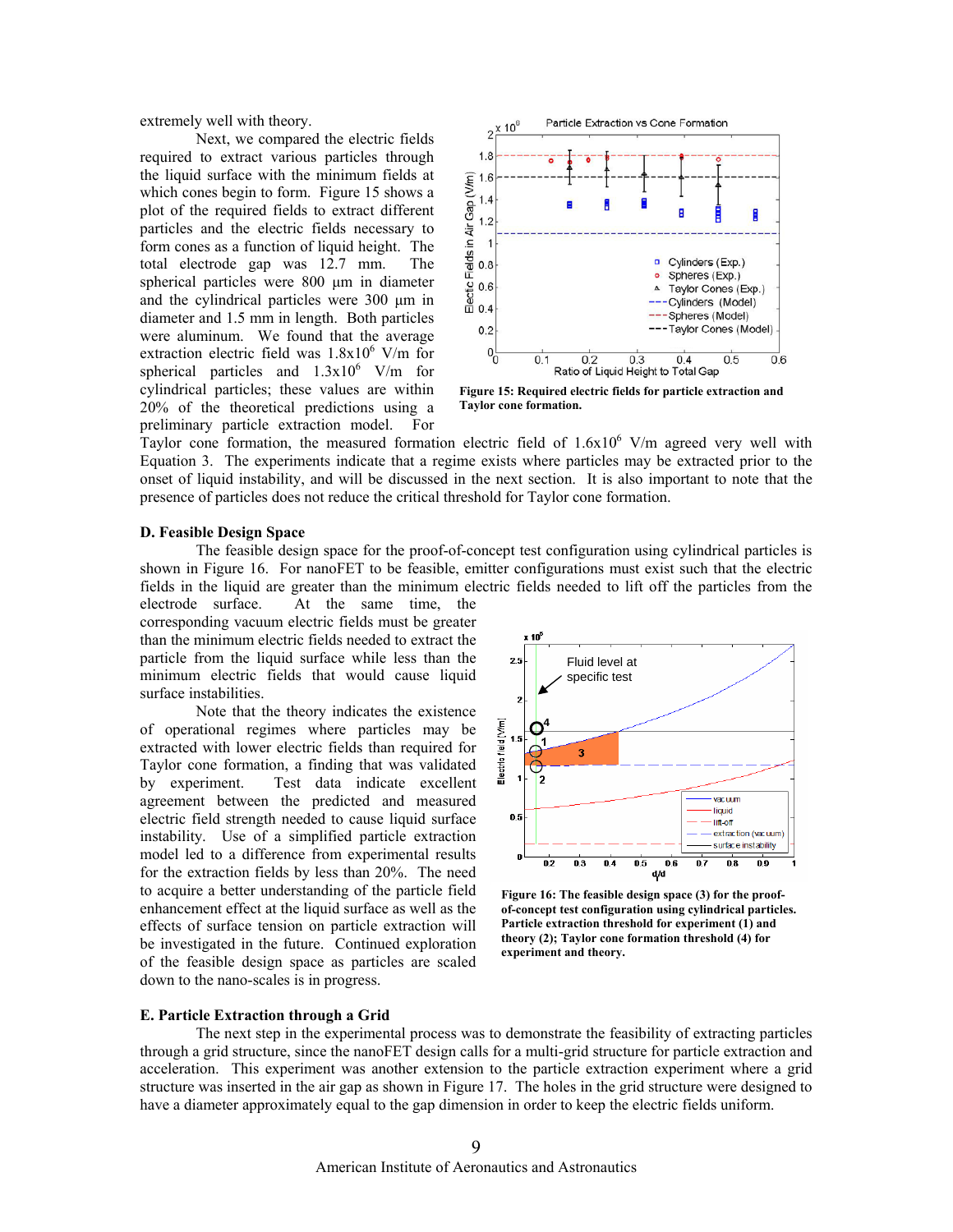extremely well with theory.

Next, we compared the electric fields required to extract various particles through the liquid surface with the minimum fields at which cones begin to form. Figure 15 shows a plot of the required fields to extract different particles and the electric fields necessary to form cones as a function of liquid height. The total electrode gap was 12.7 mm. The spherical particles were 800 µm in diameter and the cylindrical particles were 300 µm in diameter and 1.5 mm in length. Both particles were aluminum. We found that the average extraction electric field was $1.8 \times 10^6$ V/m for spherical particles and $1.3 \times 10^6$ V/m for cylindrical particles; these values are within 20% of the theoretical predictions using a preliminary particle extraction model. For Taylor cone formation, the measured formation electric field of $1.6 \times 10^6$ V/m agreed very well with Equation 3. The experiments indicate that a regime exists where particles may be extracted prior to the onset of liquid instability, and will be discussed in the next section. It is also important to note that the presence of particles does not reduce the critical threshold for Taylor cone formation.

**Figure 15: Required electric fields for particle extraction and Taylor cone formation.**

### D. Feasible Design Space

The feasible design space for the proof-of-concept test configuration using cylindrical particles is shown in Figure 16. For nanoFET to be feasible, emitter configurations must exist such that the electric fields in the liquid are greater than the minimum electric fields needed to lift off the particles from the electrode surface. At the same time, the corresponding vacuum electric fields must be greater than the minimum electric fields needed to extract the particle from the liquid surface while less than the minimum electric fields that would cause liquid surface instabilities.

Note that the theory indicates the existence of operational regimes where particles may be extracted with lower electric fields than required for Taylor cone formation, a finding that was validated by experiment. Test data indicate excellent agreement between the predicted and measured electric field strength needed to cause liquid surface instability. Use of a simplified particle extraction model led to a difference from experimental results for the extraction fields by less than 20%. The need to acquire a better understanding of the particle field enhancement effect at the liquid surface as well as the effects of surface tension on particle extraction will be investigated in the future. Continued exploration of the feasible design space as particles are scaled down to the nano-scales is in progress.

**Figure 16: The feasible design space (3) for the proof-of-concept test configuration using cylindrical particles. Particle extraction threshold for experiment (1) and theory (2); Taylor cone formation threshold (4) for experiment and theory.**

### E. Particle Extraction through a Grid

The next step in the experimental process was to demonstrate the feasibility of extracting particles through a grid structure, since the nanoFET design calls for a multi-grid structure for particle extraction and acceleration. This experiment was another extension to the particle extraction experiment where a grid structure was inserted in the air gap as shown in Figure 17. The holes in the grid structure were designed to have a diameter approximately equal to the gap dimension in order to keep the electric fields uniform.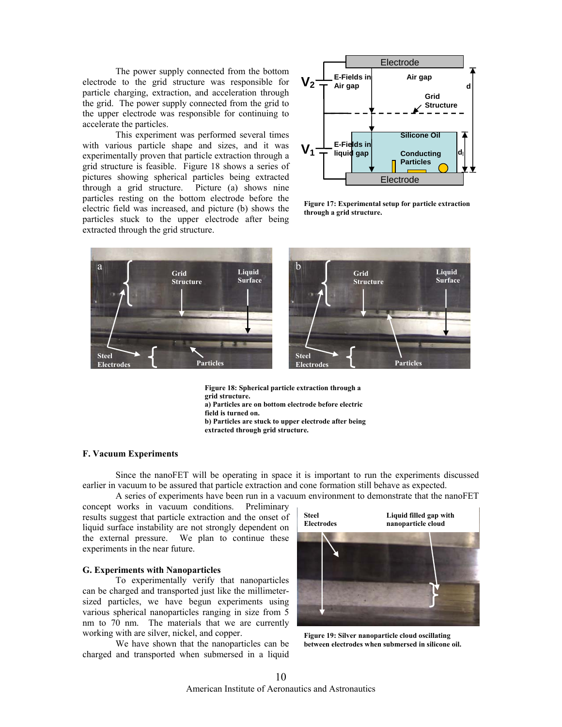The power supply connected from the bottom electrode to the grid structure was responsible for particle charging, extraction, and acceleration through the grid. The power supply connected from the grid to the upper electrode was responsible for continuing to accelerate the particles.

This experiment was performed several times with various particle shape and sizes, and it was experimentally proven that particle extraction through a grid structure is feasible. Figure 18 shows a series of pictures showing spherical particles being extracted through a grid structure. Picture (a) shows nine particles resting on the bottom electrode before the electric field was increased, and picture (b) shows the particles stuck to the upper electrode after being extracted through the grid structure.

**Figure 17: Experimental setup for particle extraction through a grid structure.**

**Figure 18: Spherical particle extraction through a grid structure.**
**a) Particles are on bottom electrode before electric field is turned on.**
**b) Particles are stuck to upper electrode after being extracted through grid structure.**

### F. Vacuum Experiments

Since the nanoFET will be operating in space it is important to run the experiments discussed earlier in vacuum to be assured that particle extraction and cone formation still behave as expected.

A series of experiments have been run in a vacuum environment to demonstrate that the nanoFET concept works in vacuum conditions. Preliminary results suggest that particle extraction and the onset of liquid surface instability are not strongly dependent on the external pressure. We plan to continue these experiments in the near future.

### G. Experiments with Nanoparticles

To experimentally verify that nanoparticles can be charged and transported just like the millimeter-sized particles, we have begun experiments using various spherical nanoparticles ranging in size from 5 nm to 70 nm. The materials that we are currently working with are silver, nickel, and copper.

We have shown that the nanoparticles can be charged and transported when submersed in a liquid

**Figure 19: Silver nanoparticle cloud oscillating between electrodes when submersed in silicone oil.**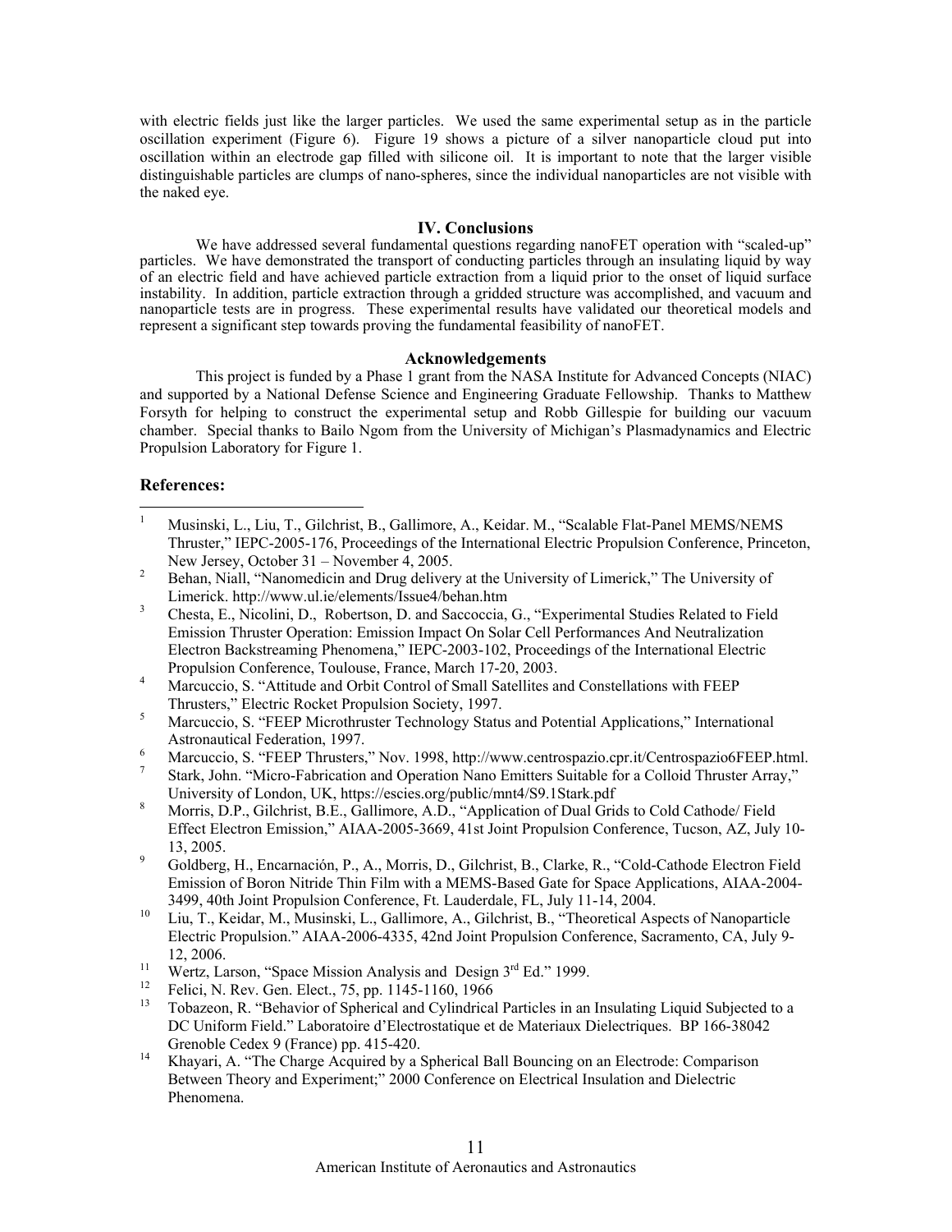with electric fields just like the larger particles. We used the same experimental setup as in the particle oscillation experiment (Figure 6). Figure 19 shows a picture of a silver nanoparticle cloud put into oscillation within an electrode gap filled with silicone oil. It is important to note that the larger visible distinguishable particles are clumps of nano-spheres, since the individual nanoparticles are not visible with the naked eye.

## IV. Conclusions

We have addressed several fundamental questions regarding nanoFET operation with "scaled-up" particles. We have demonstrated the transport of conducting particles through an insulating liquid by way of an electric field and have achieved particle extraction from a liquid prior to the onset of liquid surface instability. In addition, particle extraction through a gridded structure was accomplished, and vacuum and nanoparticle tests are in progress. These experimental results have validated our theoretical models and represent a significant step towards proving the fundamental feasibility of nanoFET.

## Acknowledgements

This project is funded by a Phase 1 grant from the NASA Institute for Advanced Concepts (NIAC) and supported by a National Defense Science and Engineering Graduate Fellowship. Thanks to Matthew Forsyth for helping to construct the experimental setup and Robb Gillespie for building our vacuum chamber. Special thanks to Bailo Ngom from the University of Michigan's Plasmadynamics and Electric Propulsion Laboratory for Figure 1.

## References:

[1] Musinski, L., Liu, T., Gilchrist, B., Gallimore, A., Keidar. M., "Scalable Flat-Panel MEMS/NEMS Thruster," IEPC-2005-176, Proceedings of the International Electric Propulsion Conference, Princeton, New Jersey, October 31 – November 4, 2005.

[2] Behan, Niall, "Nanomedicin and Drug delivery at the University of Limerick," The University of Limerick. http://www.ul.ie/elements/Issue4/behan.htm

[3] Chesta, E., Nicolini, D., Robertson, D. and Saccoccia, G., "Experimental Studies Related to Field Emission Thruster Operation: Emission Impact On Solar Cell Performances And Neutralization Electron Backstreaming Phenomena," IEPC-2003-102, Proceedings of the International Electric Propulsion Conference, Toulouse, France, March 17-20, 2003.

[4] Marcuccio, S. "Attitude and Orbit Control of Small Satellites and Constellations with FEEP Thrusters," Electric Rocket Propulsion Society, 1997.

[5] Marcuccio, S. "FEEP Microthruster Technology Status and Potential Applications," International Astronautical Federation, 1997.

[6] Marcuccio, S. "FEEP Thrusters," Nov. 1998, http://www.centrospazio.cpr.it/Centrospazio6FEEP.html.

[7] Stark, John. "Micro-Fabrication and Operation Nano Emitters Suitable for a Colloid Thruster Array," University of London, UK, https://escies.org/public/mnt4/S9.1Stark.pdf

[8] Morris, D.P., Gilchrist, B.E., Gallimore, A.D., "Application of Dual Grids to Cold Cathode/ Field Effect Electron Emission," AIAA-2005-3669, 41st Joint Propulsion Conference, Tucson, AZ, July 10-13, 2005.

[9] Goldberg, H., Encarnación, P., A., Morris, D., Gilchrist, B., Clarke, R., "Cold-Cathode Electron Field Emission of Boron Nitride Thin Film with a MEMS-Based Gate for Space Applications, AIAA-2004-3499, 40th Joint Propulsion Conference, Ft. Lauderdale, FL, July 11-14, 2004.

[10] Liu, T., Keidar, M., Musinski, L., Gallimore, A., Gilchrist, B., "Theoretical Aspects of Nanoparticle Electric Propulsion." AIAA-2006-4335, 42nd Joint Propulsion Conference, Sacramento, CA, July 9-12, 2006.

[11] Wertz, Larson, "Space Mission Analysis and Design 3rd Ed." 1999.

[12] Felici, N. Rev. Gen. Elect., 75, pp. 1145-1160, 1966

[13] Tobazeon, R. "Behavior of Spherical and Cylindrical Particles in an Insulating Liquid Subjected to a DC Uniform Field." Laboratoire d'Electrostatique et de Materiaux Dielectriques. BP 166-38042 Grenoble Cedex 9 (France) pp. 415-420.

[14] Khayari, A. "The Charge Acquired by a Spherical Ball Bouncing on an Electrode: Comparison Between Theory and Experiment;" 2000 Conference on Electrical Insulation and Dielectric Phenomena.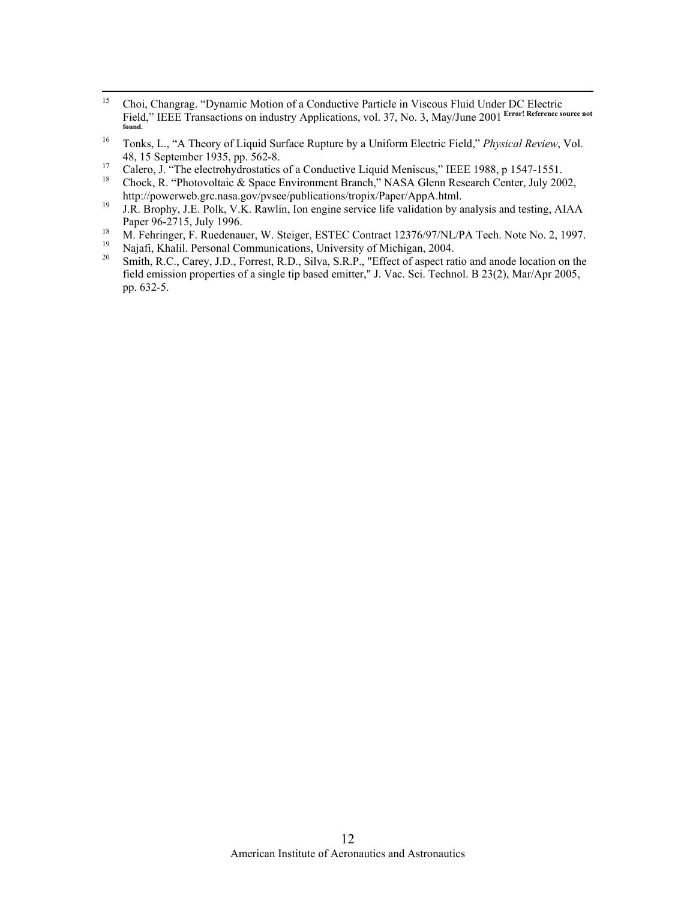[15] Choi, Changrag. "Dynamic Motion of a Conductive Particle in Viscous Fluid Under DC Electric Field," IEEE Transactions on industry Applications, vol. 37, No. 3, May/June 2001 **Error! Reference source not found.**

[16] Tonks, L., "A Theory of Liquid Surface Rupture by a Uniform Electric Field," *Physical Review*, Vol. 48, 15 September 1935, pp. 562-8.

[17] Calero, J. "The electrohydrostatics of a Conductive Liquid Meniscus," IEEE 1988, p 1547-1551.

[18] Chock, R. "Photovoltaic & Space Environment Branch," NASA Glenn Research Center, July 2002, http://powerweb.grc.nasa.gov/pvsee/publications/tropix/Paper/AppA.html.

[19] J.R. Brophy, J.E. Polk, V.K. Rawlin, Ion engine service life validation by analysis and testing, AIAA Paper 96-2715, July 1996.

[18] M. Fehringer, F. Ruedenauer, W. Steiger, ESTEC Contract 12376/97/NL/PA Tech. Note No. 2, 1997.

[19] Najafi, Khalil. Personal Communications, University of Michigan, 2004.

[20] Smith, R.C., Carey, J.D., Forrest, R.D., Silva, S.R.P., "Effect of aspect ratio and anode location on the field emission properties of a single tip based emitter," J. Vac. Sci. Technol. B 23(2), Mar/Apr 2005, pp. 632-5.